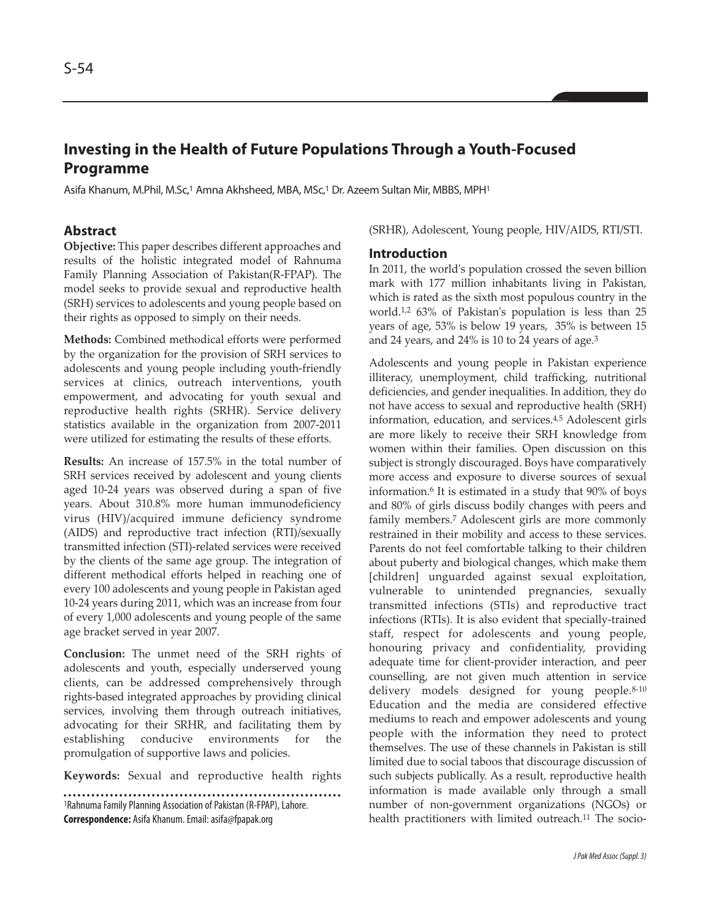# Investing in the Health of Future Populations Through a Youth-Focused Programme

Asifa Khanum, M.Phil, M.Sc,[1] Amna Akhsheed, MBA, MSc,[1] Dr. Azeem Sultan Mir, MBBS, MPH[1]

## Abstract

**Objective:** This paper describes different approaches and results of the holistic integrated model of Rahnuma Family Planning Association of Pakistan(R-FPAP). The model seeks to provide sexual and reproductive health (SRH) services to adolescents and young people based on their rights as opposed to simply on their needs.

**Methods:** Combined methodical efforts were performed by the organization for the provision of SRH services to adolescents and young people including youth-friendly services at clinics, outreach interventions, youth empowerment, and advocating for youth sexual and reproductive health rights (SRHR). Service delivery statistics available in the organization from 2007-2011 were utilized for estimating the results of these efforts.

**Results:** An increase of 157.5% in the total number of SRH services received by adolescent and young clients aged 10-24 years was observed during a span of five years. About 310.8% more human immunodeficiency virus (HIV)/acquired immune deficiency syndrome (AIDS) and reproductive tract infection (RTI)/sexually transmitted infection (STI)-related services were received by the clients of the same age group. The integration of different methodical efforts helped in reaching one of every 100 adolescents and young people in Pakistan aged 10-24 years during 2011, which was an increase from four of every 1,000 adolescents and young people of the same age bracket served in year 2007.

**Conclusion:** The unmet need of the SRH rights of adolescents and youth, especially underserved young clients, can be addressed comprehensively through rights-based integrated approaches by providing clinical services, involving them through outreach initiatives, advocating for their SRHR, and facilitating them by establishing conducive environments for the promulgation of supportive laws and policies.

**Keywords:** Sexual and reproductive health rights (SRHR), Adolescent, Young people, HIV/AIDS, RTI/STI.

[1]Rahnuma Family Planning Association of Pakistan (R-FPAP), Lahore.
**Correspondence:** Asifa Khanum. Email: asifa@fpapak.org

## Introduction

In 2011, the world's population crossed the seven billion mark with 177 million inhabitants living in Pakistan, which is rated as the sixth most populous country in the world.[1,2] 63% of Pakistan's population is less than 25 years of age, 53% is below 19 years, 35% is between 15 and 24 years, and 24% is 10 to 24 years of age.[3]

Adolescents and young people in Pakistan experience illiteracy, unemployment, child trafficking, nutritional deficiencies, and gender inequalities. In addition, they do not have access to sexual and reproductive health (SRH) information, education, and services.[4,5] Adolescent girls are more likely to receive their SRH knowledge from women within their families. Open discussion on this subject is strongly discouraged. Boys have comparatively more access and exposure to diverse sources of sexual information.[6] It is estimated in a study that 90% of boys and 80% of girls discuss bodily changes with peers and family members.[7] Adolescent girls are more commonly restrained in their mobility and access to these services. Parents do not feel comfortable talking to their children about puberty and biological changes, which make them [children] unguarded against sexual exploitation, vulnerable to unintended pregnancies, sexually transmitted infections (STIs) and reproductive tract infections (RTIs). It is also evident that specially-trained staff, respect for adolescents and young people, honouring privacy and confidentiality, providing adequate time for client-provider interaction, and peer counselling, are not given much attention in service delivery models designed for young people.[8-10] Education and the media are considered effective mediums to reach and empower adolescents and young people with the information they need to protect themselves. The use of these channels in Pakistan is still limited due to social taboos that discourage discussion of such subjects publically. As a result, reproductive health information is made available only through a small number of non-government organizations (NGOs) or health practitioners with limited outreach.[11] The socio-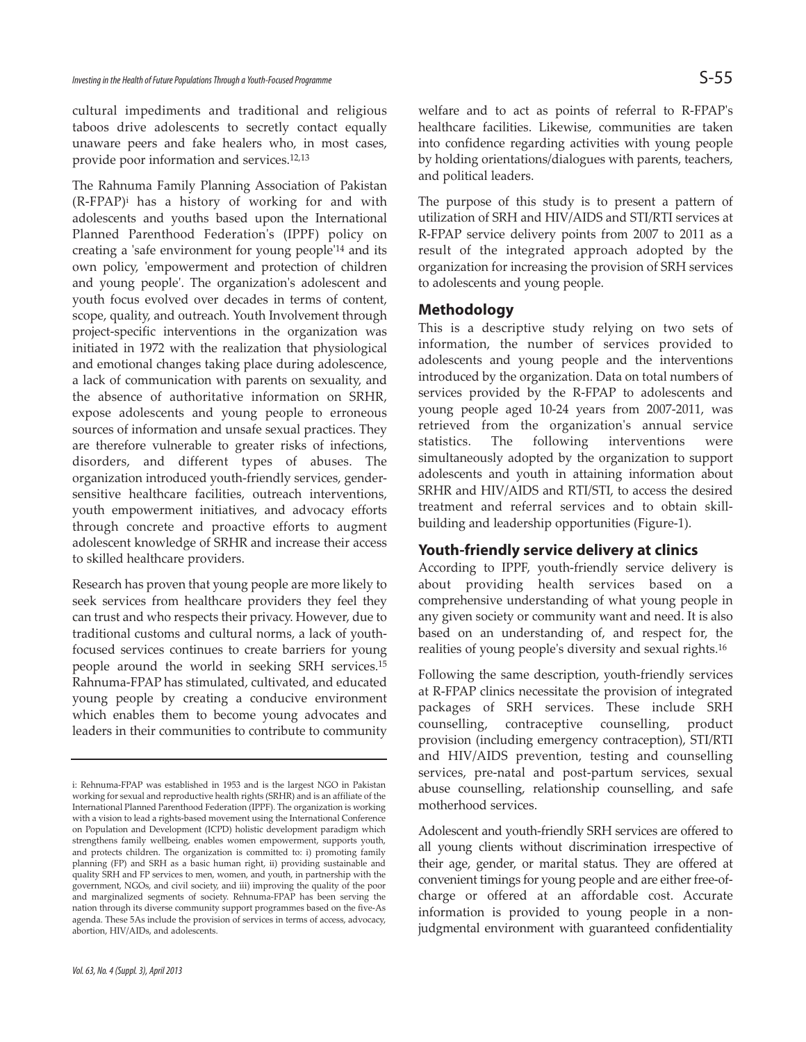cultural impediments and traditional and religious taboos drive adolescents to secretly contact equally unaware peers and fake healers who, in most cases, provide poor information and services.[12,13]

The Rahnuma Family Planning Association of Pakistan (R-FPAP)[i] has a history of working for and with adolescents and youths based upon the International Planned Parenthood Federation's (IPPF) policy on creating a 'safe environment for young people'[14] and its own policy, 'empowerment and protection of children and young people'. The organization's adolescent and youth focus evolved over decades in terms of content, scope, quality, and outreach. Youth Involvement through project-specific interventions in the organization was initiated in 1972 with the realization that physiological and emotional changes taking place during adolescence, a lack of communication with parents on sexuality, and the absence of authoritative information on SRHR, expose adolescents and young people to erroneous sources of information and unsafe sexual practices. They are therefore vulnerable to greater risks of infections, disorders, and different types of abuses. The organization introduced youth-friendly services, gender-sensitive healthcare facilities, outreach interventions, youth empowerment initiatives, and advocacy efforts through concrete and proactive efforts to augment adolescent knowledge of SRHR and increase their access to skilled healthcare providers.

Research has proven that young people are more likely to seek services from healthcare providers they feel they can trust and who respects their privacy. However, due to traditional customs and cultural norms, a lack of youth-focused services continues to create barriers for young people around the world in seeking SRH services.[15] Rahnuma-FPAP has stimulated, cultivated, and educated young people by creating a conducive environment which enables them to become young advocates and leaders in their communities to contribute to community welfare and to act as points of referral to R-FPAP's healthcare facilities. Likewise, communities are taken into confidence regarding activities with young people by holding orientations/dialogues with parents, teachers, and political leaders.

The purpose of this study is to present a pattern of utilization of SRH and HIV/AIDS and STI/RTI services at R-FPAP service delivery points from 2007 to 2011 as a result of the integrated approach adopted by the organization for increasing the provision of SRH services to adolescents and young people.

## Methodology

This is a descriptive study relying on two sets of information, the number of services provided to adolescents and young people and the interventions introduced by the organization. Data on total numbers of services provided by the R-FPAP to adolescents and young people aged 10-24 years from 2007-2011, was retrieved from the organization's annual service statistics. The following interventions were simultaneously adopted by the organization to support adolescents and youth in attaining information about SRHR and HIV/AIDS and RTI/STI, to access the desired treatment and referral services and to obtain skill-building and leadership opportunities (Figure-1).

## Youth-friendly service delivery at clinics

According to IPPF, youth-friendly service delivery is about providing health services based on a comprehensive understanding of what young people in any given society or community want and need. It is also based on an understanding of, and respect for, the realities of young people's diversity and sexual rights.[16]

Following the same description, youth-friendly services at R-FPAP clinics necessitate the provision of integrated packages of SRH services. These include SRH counselling, contraceptive counselling, product provision (including emergency contraception), STI/RTI and HIV/AIDS prevention, testing and counselling services, pre-natal and post-partum services, sexual abuse counselling, relationship counselling, and safe motherhood services.

Adolescent and youth-friendly SRH services are offered to all young clients without discrimination irrespective of their age, gender, or marital status. They are offered at convenient timings for young people and are either free-of-charge or offered at an affordable cost. Accurate information is provided to young people in a non-judgmental environment with guaranteed confidentiality

---

i: Rehnuma-FPAP was established in 1953 and is the largest NGO in Pakistan working for sexual and reproductive health rights (SRHR) and is an affiliate of the International Planned Parenthood Federation (IPPF). The organization is working with a vision to lead a rights-based movement using the International Conference on Population and Development (ICPD) holistic development paradigm which strengthens family wellbeing, enables women empowerment, supports youth, and protects children. The organization is committed to: i) promoting family planning (FP) and SRH as a basic human right, ii) providing sustainable and quality SRH and FP services to men, women, and youth, in partnership with the government, NGOs, and civil society, and iii) improving the quality of the poor and marginalized segments of society. Rehnuma-FPAP has been serving the nation through its diverse community support programmes based on the five-As agenda. These 5As include the provision of services in terms of access, advocacy, abortion, HIV/AIDs, and adolescents.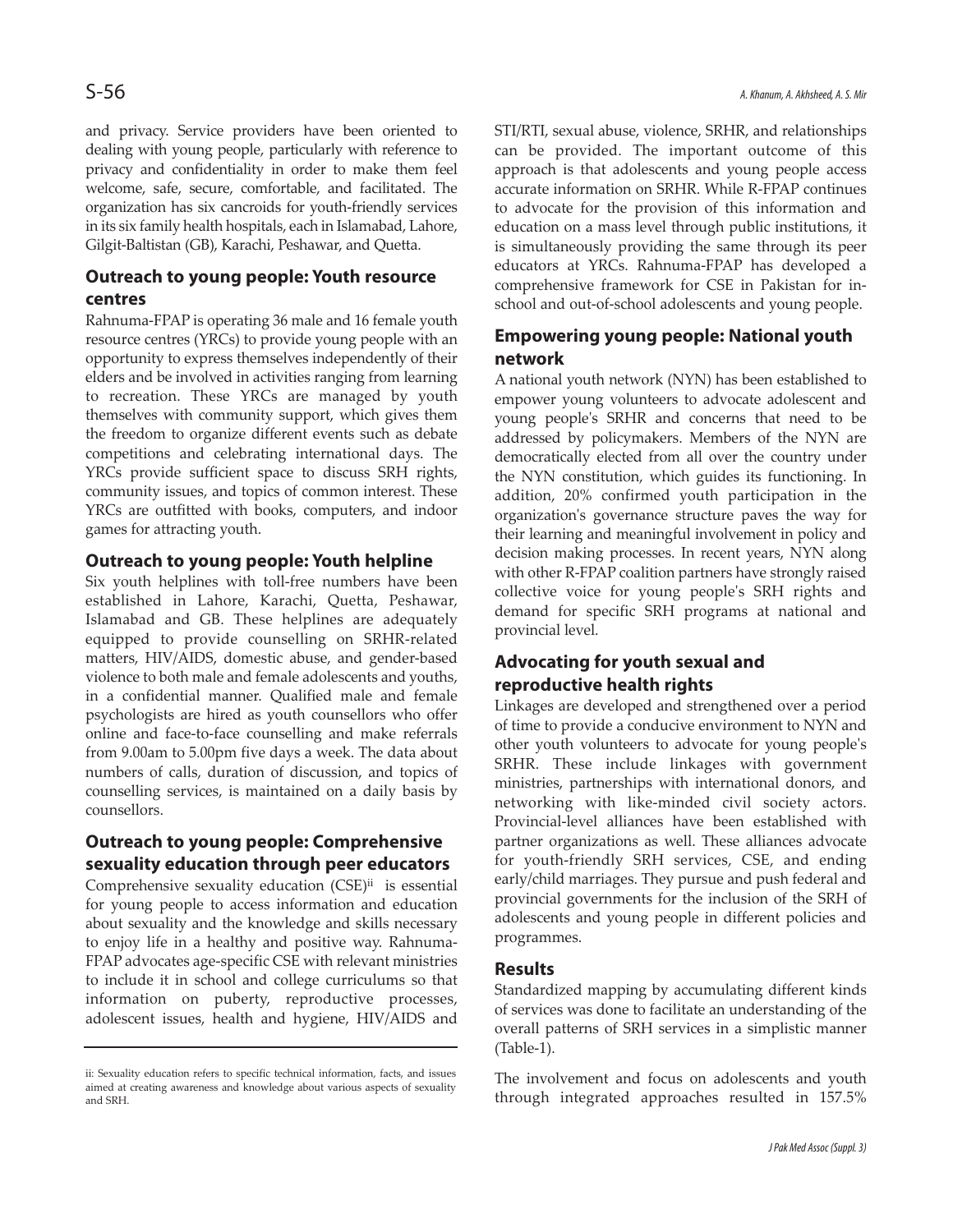and privacy. Service providers have been oriented to dealing with young people, particularly with reference to privacy and confidentiality in order to make them feel welcome, safe, secure, comfortable, and facilitated. The organization has six cancroids for youth-friendly services in its six family health hospitals, each in Islamabad, Lahore, Gilgit-Baltistan (GB), Karachi, Peshawar, and Quetta.

## Outreach to young people: Youth resource centres

Rahnuma-FPAP is operating 36 male and 16 female youth resource centres (YRCs) to provide young people with an opportunity to express themselves independently of their elders and be involved in activities ranging from learning to recreation. These YRCs are managed by youth themselves with community support, which gives them the freedom to organize different events such as debate competitions and celebrating international days. The YRCs provide sufficient space to discuss SRH rights, community issues, and topics of common interest. These YRCs are outfitted with books, computers, and indoor games for attracting youth.

## Outreach to young people: Youth helpline

Six youth helplines with toll-free numbers have been established in Lahore, Karachi, Quetta, Peshawar, Islamabad and GB. These helplines are adequately equipped to provide counselling on SRHR-related matters, HIV/AIDS, domestic abuse, and gender-based violence to both male and female adolescents and youths, in a confidential manner. Qualified male and female psychologists are hired as youth counsellors who offer online and face-to-face counselling and make referrals from 9.00am to 5.00pm five days a week. The data about numbers of calls, duration of discussion, and topics of counselling services, is maintained on a daily basis by counsellors.

## Outreach to young people: Comprehensive sexuality education through peer educators

Comprehensive sexuality education (CSE)[ii] is essential for young people to access information and education about sexuality and the knowledge and skills necessary to enjoy life in a healthy and positive way. Rahnuma-FPAP advocates age-specific CSE with relevant ministries to include it in school and college curriculums so that information on puberty, reproductive processes, adolescent issues, health and hygiene, HIV/AIDS and STI/RTI, sexual abuse, violence, SRHR, and relationships can be provided. The important outcome of this approach is that adolescents and young people access accurate information on SRHR. While R-FPAP continues to advocate for the provision of this information and education on a mass level through public institutions, it is simultaneously providing the same through its peer educators at YRCs. Rahnuma-FPAP has developed a comprehensive framework for CSE in Pakistan for in-school and out-of-school adolescents and young people.

## Empowering young people: National youth network

A national youth network (NYN) has been established to empower young volunteers to advocate adolescent and young people's SRHR and concerns that need to be addressed by policymakers. Members of the NYN are democratically elected from all over the country under the NYN constitution, which guides its functioning. In addition, 20% confirmed youth participation in the organization's governance structure paves the way for their learning and meaningful involvement in policy and decision making processes. In recent years, NYN along with other R-FPAP coalition partners have strongly raised collective voice for young people's SRH rights and demand for specific SRH programs at national and provincial level.

## Advocating for youth sexual and reproductive health rights

Linkages are developed and strengthened over a period of time to provide a conducive environment to NYN and other youth volunteers to advocate for young people's SRHR. These include linkages with government ministries, partnerships with international donors, and networking with like-minded civil society actors. Provincial-level alliances have been established with partner organizations as well. These alliances advocate for youth-friendly SRH services, CSE, and ending early/child marriages. They pursue and push federal and provincial governments for the inclusion of the SRH of adolescents and young people in different policies and programmes.

## Results

Standardized mapping by accumulating different kinds of services was done to facilitate an understanding of the overall patterns of SRH services in a simplistic manner (Table-1).

The involvement and focus on adolescents and youth through integrated approaches resulted in 157.5%

---

ii: Sexuality education refers to specific technical information, facts, and issues aimed at creating awareness and knowledge about various aspects of sexuality and SRH.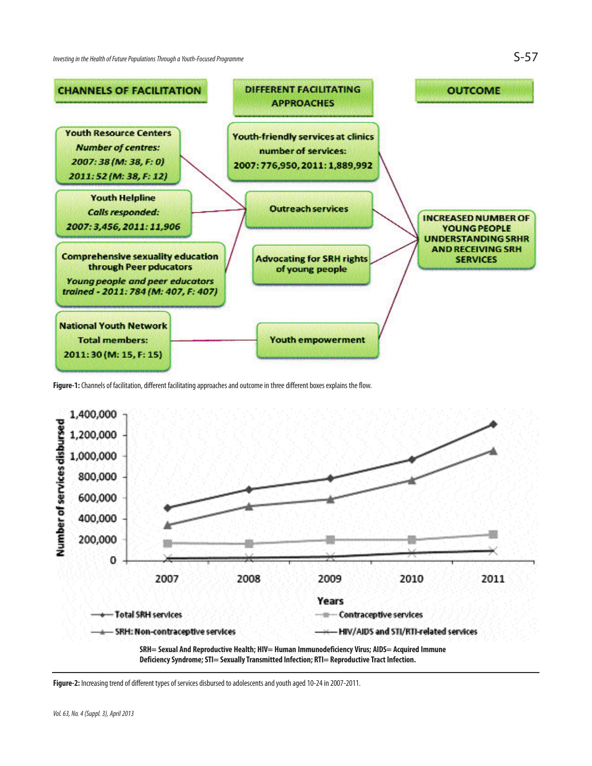| CHANNELS OF FACILITATION | DIFFERENT FACILITATING APPROACHES | OUTCOME |
| --- | --- | --- |
| Youth Resource Centers *Number of centres: 2007: 38 (M: 38, F: 0) 2011: 52 (M: 38, F: 12)* | Youth-friendly services at clinics number of services: 2007: 776,950, 2011: 1,889,992 | INCREASED NUMBER OF YOUNG PEOPLE UNDERSTANDING SRHR AND RECEIVING SRH SERVICES |
| Youth Helpline *Calls responded: 2007: 3,456, 2011: 11,906* | Outreach services | |
| Comprehensive sexuality education through Peer pducators *Young people and peer educators trained - 2011: 784 (M: 407, F: 407)* | Advocating for SRH rights of young people | |
| National Youth Network Total members: 2011: 30 (M: 15, F: 15) | Youth empowerment | |

**Figure-1:** Channels of facilitation, different facilitating approaches and outcome in three different boxes explains the flow.

SRH= Sexual And Reproductive Health; HIV= Human Immunodeficiency Virus; AIDS= Acquired Immune Deficiency Syndrome; STI= Sexually Transmitted Infection; RTI= Reproductive Tract Infection.

**Figure-2:** Increasing trend of different types of services disbursed to adolescents and youth aged 10-24 in 2007-2011.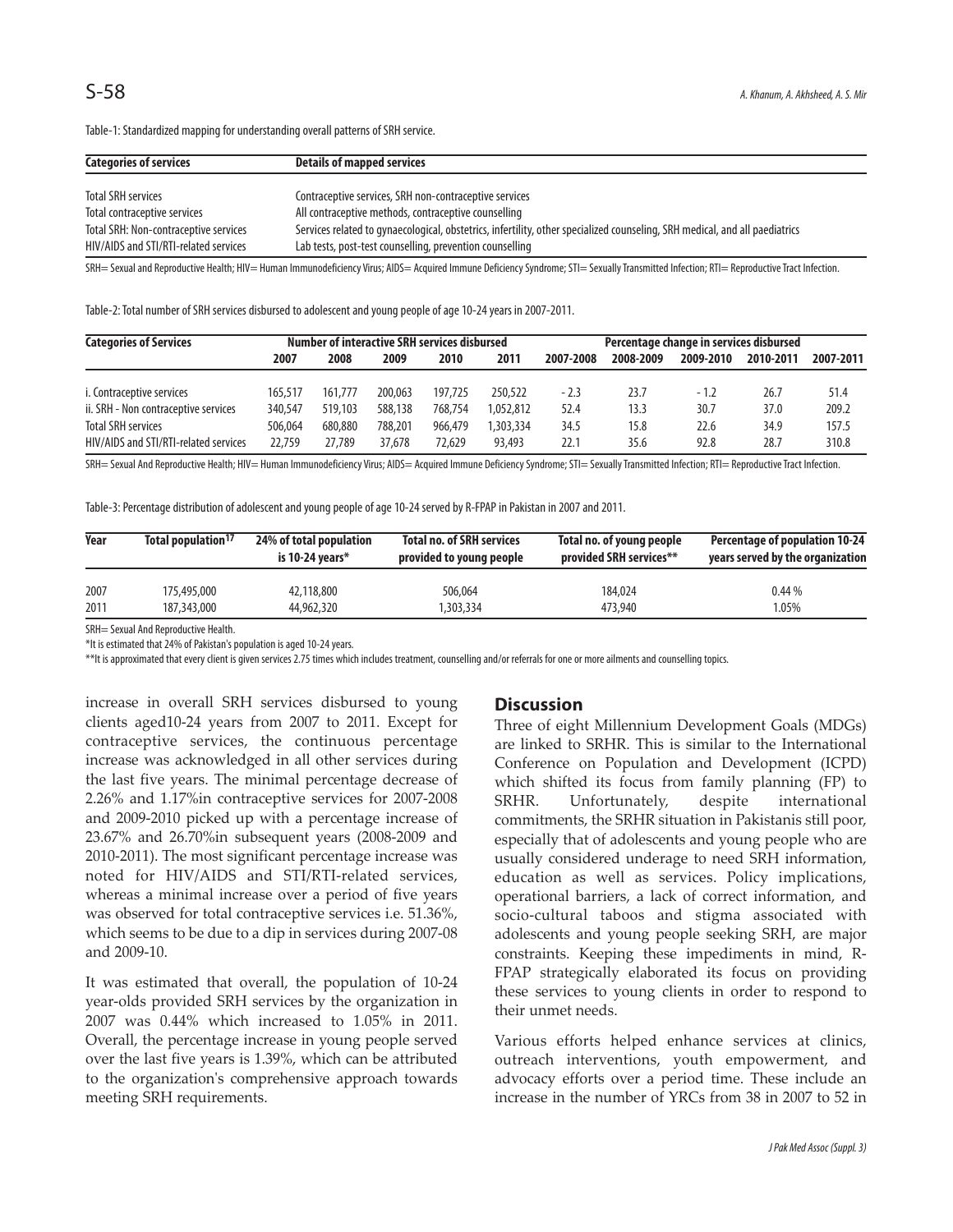Table-1: Standardized mapping for understanding overall patterns of SRH service.

| Categories of services | Details of mapped services |
|---|---|
| Total SRH services | Contraceptive services, SRH non-contraceptive services |
| Total contraceptive services | All contraceptive methods, contraceptive counselling |
| Total SRH: Non-contraceptive services | Services related to gynaecological, obstetrics, infertility, other specialized counseling, SRH medical, and all paediatrics |
| HIV/AIDS and STI/RTI-related services | Lab tests, post-test counselling, prevention counselling |

SRH= Sexual and Reproductive Health; HIV= Human Immunodeficiency Virus; AIDS= Acquired Immune Deficiency Syndrome; STI= Sexually Transmitted Infection; RTI= Reproductive Tract Infection.

Table-2: Total number of SRH services disbursed to adolescent and young people of age 10-24 years in 2007-2011.

| Categories of Services | Number of interactive SRH services disbursed | | | | | Percentage change in services disbursed | | | | |
|---|---|---|---|---|---|---|---|---|---|---|
| | 2007 | 2008 | 2009 | 2010 | 2011 | 2007-2008 | 2008-2009 | 2009-2010 | 2010-2011 | 2007-2011 |
| i. Contraceptive services | 165,517 | 161,777 | 200,063 | 197,725 | 250,522 | - 2.3 | 23.7 | - 1.2 | 26.7 | 51.4 |
| ii. SRH - Non contraceptive services | 340,547 | 519,103 | 588,138 | 768,754 | 1,052,812 | 52.4 | 13.3 | 30.7 | 37.0 | 209.2 |
| Total SRH services | 506,064 | 680,880 | 788,201 | 966,479 | 1,303,334 | 34.5 | 15.8 | 22.6 | 34.9 | 157.5 |
| HIV/AIDS and STI/RTI-related services | 22,759 | 27,789 | 37,678 | 72,629 | 93,493 | 22.1 | 35.6 | 92.8 | 28.7 | 310.8 |

SRH= Sexual And Reproductive Health; HIV= Human Immunodeficiency Virus; AIDS= Acquired Immune Deficiency Syndrome; STI= Sexually Transmitted Infection; RTI= Reproductive Tract Infection.

Table-3: Percentage distribution of adolescent and young people of age 10-24 served by R-FPAP in Pakistan in 2007 and 2011.

| Year | Total population[17] | 24% of total population is 10-24 years* | Total no. of SRH services provided to young people | Total no. of young people provided SRH services** | Percentage of population 10-24 years served by the organization |
|---|---|---|---|---|---|
| 2007 | 175,495,000 | 42,118,800 | 506,064 | 184,024 | 0.44 % |
| 2011 | 187,343,000 | 44,962,320 | 1,303,334 | 473,940 | 1.05% |

SRH= Sexual And Reproductive Health.

*It is estimated that 24% of Pakistan's population is aged 10-24 years.

**It is approximated that every client is given services 2.75 times which includes treatment, counselling and/or referrals for one or more ailments and counselling topics.

increase in overall SRH services disbursed to young clients aged10-24 years from 2007 to 2011. Except for contraceptive services, the continuous percentage increase was acknowledged in all other services during the last five years. The minimal percentage decrease of 2.26% and 1.17%in contraceptive services for 2007-2008 and 2009-2010 picked up with a percentage increase of 23.67% and 26.70%in subsequent years (2008-2009 and 2010-2011). The most significant percentage increase was noted for HIV/AIDS and STI/RTI-related services, whereas a minimal increase over a period of five years was observed for total contraceptive services i.e. 51.36%, which seems to be due to a dip in services during 2007-08 and 2009-10.

It was estimated that overall, the population of 10-24 year-olds provided SRH services by the organization in 2007 was 0.44% which increased to 1.05% in 2011. Overall, the percentage increase in young people served over the last five years is 1.39%, which can be attributed to the organization's comprehensive approach towards meeting SRH requirements.

## Discussion

Three of eight Millennium Development Goals (MDGs) are linked to SRHR. This is similar to the International Conference on Population and Development (ICPD) which shifted its focus from family planning (FP) to SRHR. Unfortunately, despite international commitments, the SRHR situation in Pakistanis still poor, especially that of adolescents and young people who are usually considered underage to need SRH information, education as well as services. Policy implications, operational barriers, a lack of correct information, and socio-cultural taboos and stigma associated with adolescents and young people seeking SRH, are major constraints. Keeping these impediments in mind, R-FPAP strategically elaborated its focus on providing these services to young clients in order to respond to their unmet needs.

Various efforts helped enhance services at clinics, outreach interventions, youth empowerment, and advocacy efforts over a period time. These include an increase in the number of YRCs from 38 in 2007 to 52 in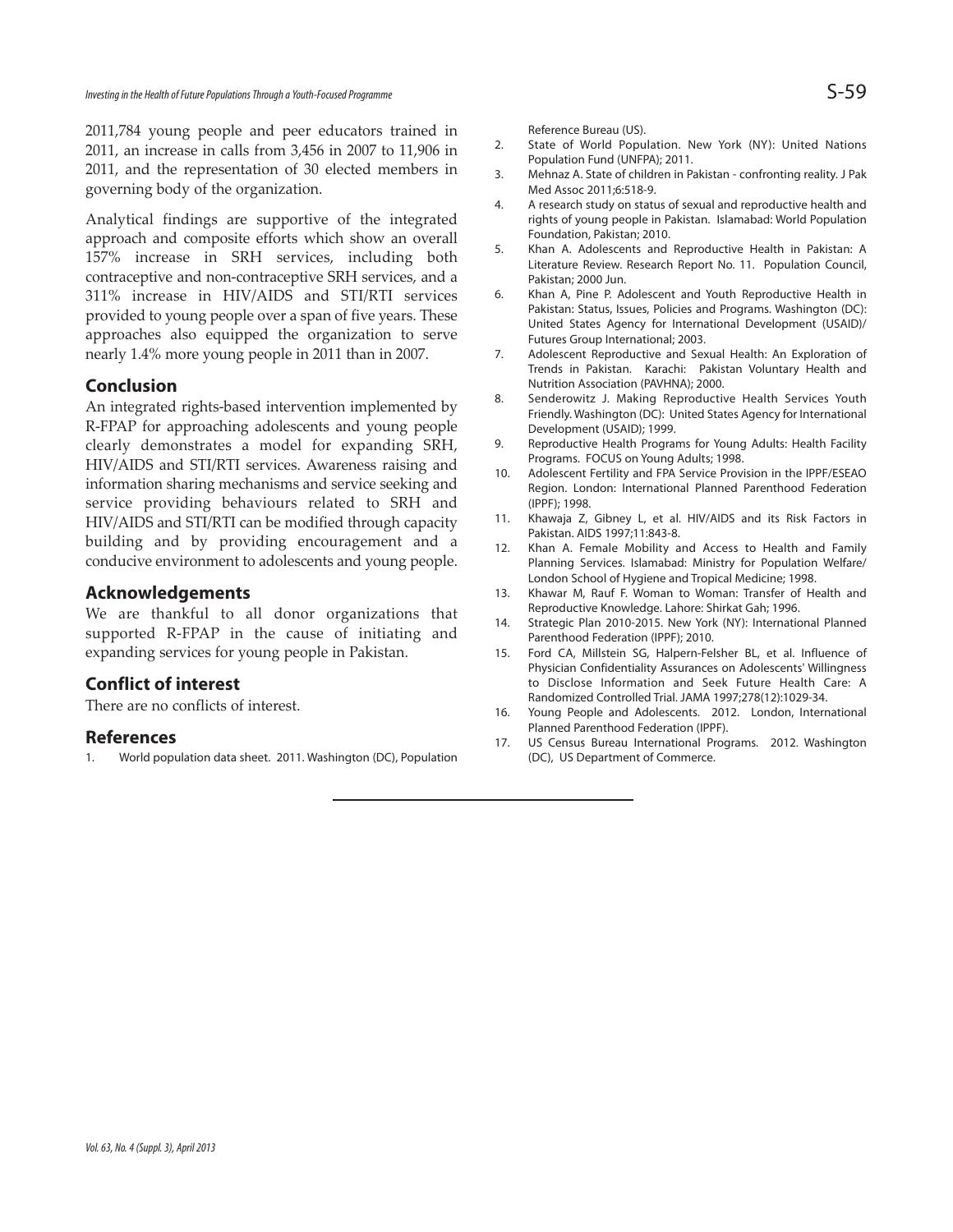2011,784 young people and peer educators trained in 2011, an increase in calls from 3,456 in 2007 to 11,906 in 2011, and the representation of 30 elected members in governing body of the organization.

Analytical findings are supportive of the integrated approach and composite efforts which show an overall 157% increase in SRH services, including both contraceptive and non-contraceptive SRH services, and a 311% increase in HIV/AIDS and STI/RTI services provided to young people over a span of five years. These approaches also equipped the organization to serve nearly 1.4% more young people in 2011 than in 2007.

## Conclusion

An integrated rights-based intervention implemented by R-FPAP for approaching adolescents and young people clearly demonstrates a model for expanding SRH, HIV/AIDS and STI/RTI services. Awareness raising and information sharing mechanisms and service seeking and service providing behaviours related to SRH and HIV/AIDS and STI/RTI can be modified through capacity building and by providing encouragement and a conducive environment to adolescents and young people.

## Acknowledgements

We are thankful to all donor organizations that supported R-FPAP in the cause of initiating and expanding services for young people in Pakistan.

## Conflict of interest

There are no conflicts of interest.

## References

1. World population data sheet. 2011. Washington (DC), Population Reference Bureau (US).
2. State of World Population. New York (NY): United Nations Population Fund (UNFPA); 2011.
3. Mehnaz A. State of children in Pakistan - confronting reality. J Pak Med Assoc 2011;6:518-9.
4. A research study on status of sexual and reproductive health and rights of young people in Pakistan. Islamabad: World Population Foundation, Pakistan; 2010.
5. Khan A. Adolescents and Reproductive Health in Pakistan: A Literature Review. Research Report No. 11. Population Council, Pakistan; 2000 Jun.
6. Khan A, Pine P. Adolescent and Youth Reproductive Health in Pakistan: Status, Issues, Policies and Programs. Washington (DC): United States Agency for International Development (USAID)/ Futures Group International; 2003.
7. Adolescent Reproductive and Sexual Health: An Exploration of Trends in Pakistan. Karachi: Pakistan Voluntary Health and Nutrition Association (PAVHNA); 2000.
8. Senderowitz J. Making Reproductive Health Services Youth Friendly. Washington (DC): United States Agency for International Development (USAID); 1999.
9. Reproductive Health Programs for Young Adults: Health Facility Programs. FOCUS on Young Adults; 1998.
10. Adolescent Fertility and FPA Service Provision in the IPPF/ESEAO Region. London: International Planned Parenthood Federation (IPPF); 1998.
11. Khawaja Z, Gibney L, et al. HIV/AIDS and its Risk Factors in Pakistan. AIDS 1997;11:843-8.
12. Khan A. Female Mobility and Access to Health and Family Planning Services. Islamabad: Ministry for Population Welfare/ London School of Hygiene and Tropical Medicine; 1998.
13. Khawar M, Rauf F. Woman to Woman: Transfer of Health and Reproductive Knowledge. Lahore: Shirkat Gah; 1996.
14. Strategic Plan 2010-2015. New York (NY): International Planned Parenthood Federation (IPPF); 2010.
15. Ford CA, Millstein SG, Halpern-Felsher BL, et al. Influence of Physician Confidentiality Assurances on Adolescents' Willingness to Disclose Information and Seek Future Health Care: A Randomized Controlled Trial. JAMA 1997;278(12):1029-34.
16. Young People and Adolescents. 2012. London, International Planned Parenthood Federation (IPPF).
17. US Census Bureau International Programs. 2012. Washington (DC), US Department of Commerce.